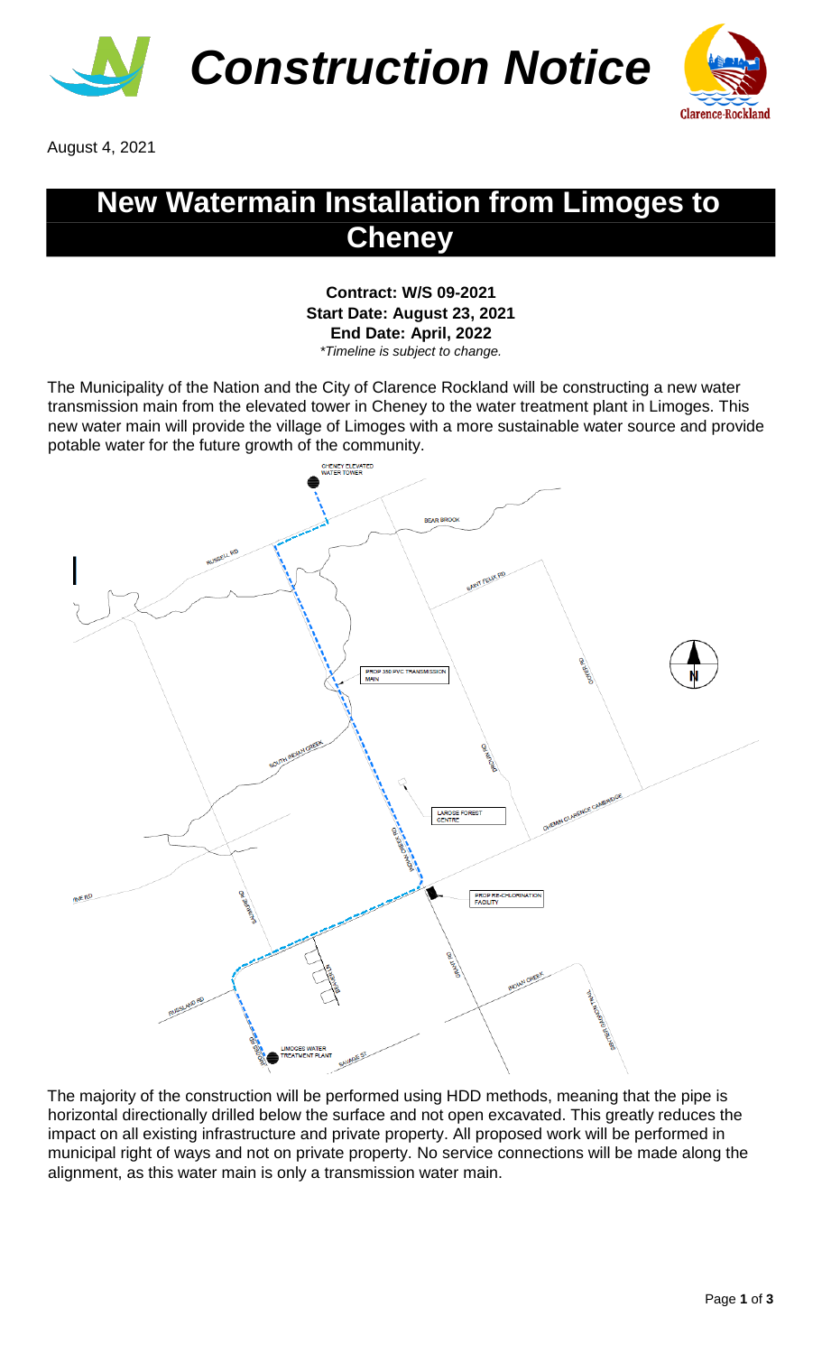# Construction Notice

August 4, 2021

## New Watermain Installation from Limoges to Cheney

**Contract: W/S 09-2021**
**Start Date: August 23, 2021**
**End Date: April, 2022**
*\*Timeline is subject to change.*

The Municipality of the Nation and the City of Clarence Rockland will be constructing a new water transmission main from the elevated tower in Cheney to the water treatment plant in Limoges. This new water main will provide the village of Limoges with a more sustainable water source and provide potable water for the future growth of the community.

The majority of the construction will be performed using HDD methods, meaning that the pipe is horizontal directionally drilled below the surface and not open excavated. This greatly reduces the impact on all existing infrastructure and private property. All proposed work will be performed in municipal right of ways and not on private property. No service connections will be made along the alignment, as this water main is only a transmission water main.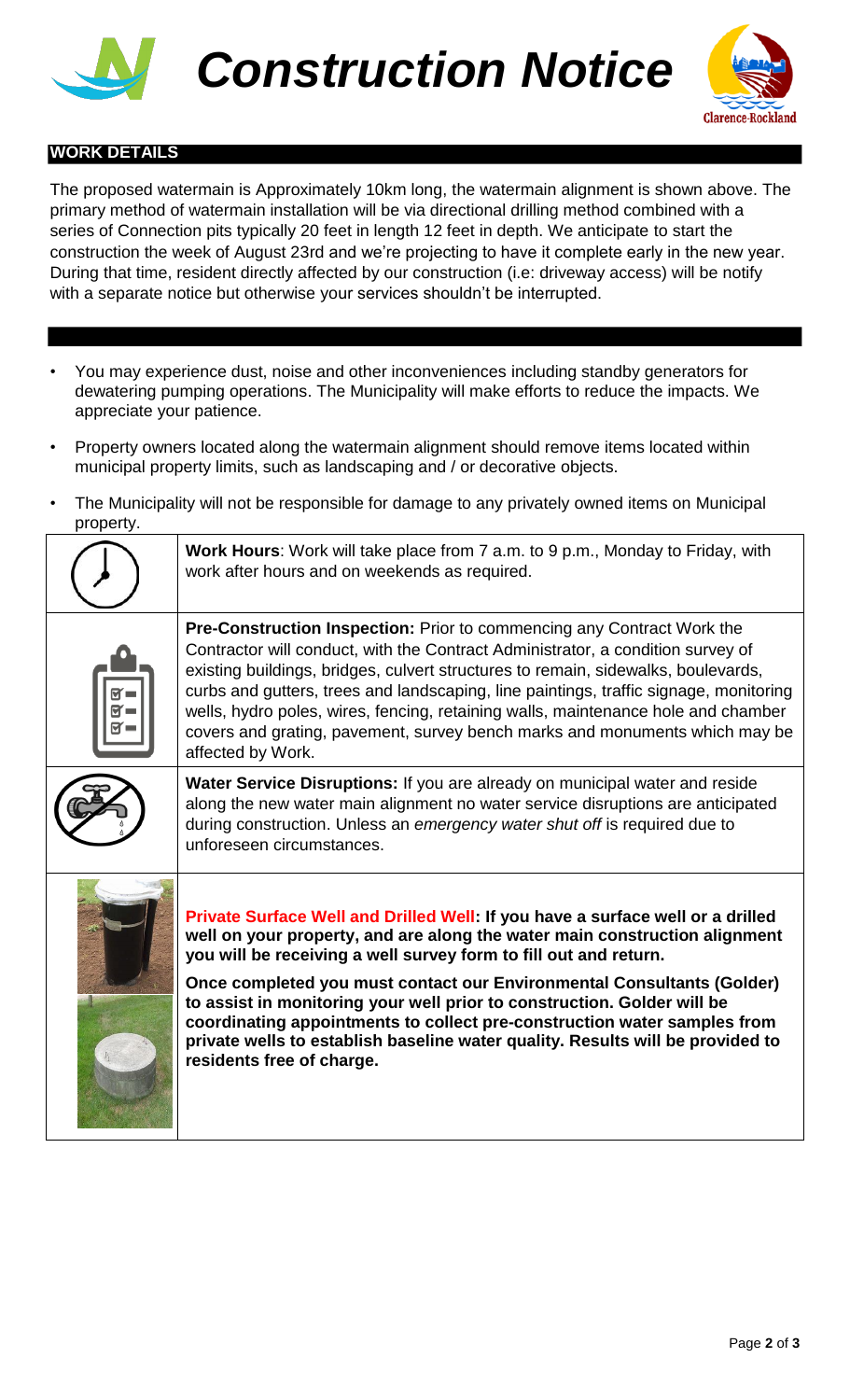# Construction Notice

## WORK DETAILS

The proposed watermain is Approximately 10km long, the watermain alignment is shown above. The primary method of watermain installation will be via directional drilling method combined with a series of Connection pits typically 20 feet in length 12 feet in depth. We anticipate to start the construction the week of August 23rd and we're projecting to have it complete early in the new year. During that time, resident directly affected by our construction (i.e: driveway access) will be notify with a separate notice but otherwise your services shouldn't be interrupted.

- You may experience dust, noise and other inconveniences including standby generators for dewatering pumping operations. The Municipality will make efforts to reduce the impacts. We appreciate your patience.
- Property owners located along the watermain alignment should remove items located within municipal property limits, such as landscaping and / or decorative objects.
- The Municipality will not be responsible for damage to any privately owned items on Municipal property.

**Work Hours**: Work will take place from 7 a.m. to 9 p.m., Monday to Friday, with work after hours and on weekends as required.

**Pre-Construction Inspection:** Prior to commencing any Contract Work the Contractor will conduct, with the Contract Administrator, a condition survey of existing buildings, bridges, culvert structures to remain, sidewalks, boulevards, curbs and gutters, trees and landscaping, line paintings, traffic signage, monitoring wells, hydro poles, wires, fencing, retaining walls, maintenance hole and chamber covers and grating, pavement, survey bench marks and monuments which may be affected by Work.

**Water Service Disruptions:** If you are already on municipal water and reside along the new water main alignment no water service disruptions are anticipated during construction. Unless an *emergency water shut off* is required due to unforeseen circumstances.

**Private Surface Well and Drilled Well: If you have a surface well or a drilled well on your property, and are along the water main construction alignment you will be receiving a well survey form to fill out and return.**

**Once completed you must contact our Environmental Consultants (Golder) to assist in monitoring your well prior to construction. Golder will be coordinating appointments to collect pre-construction water samples from private wells to establish baseline water quality. Results will be provided to residents free of charge.**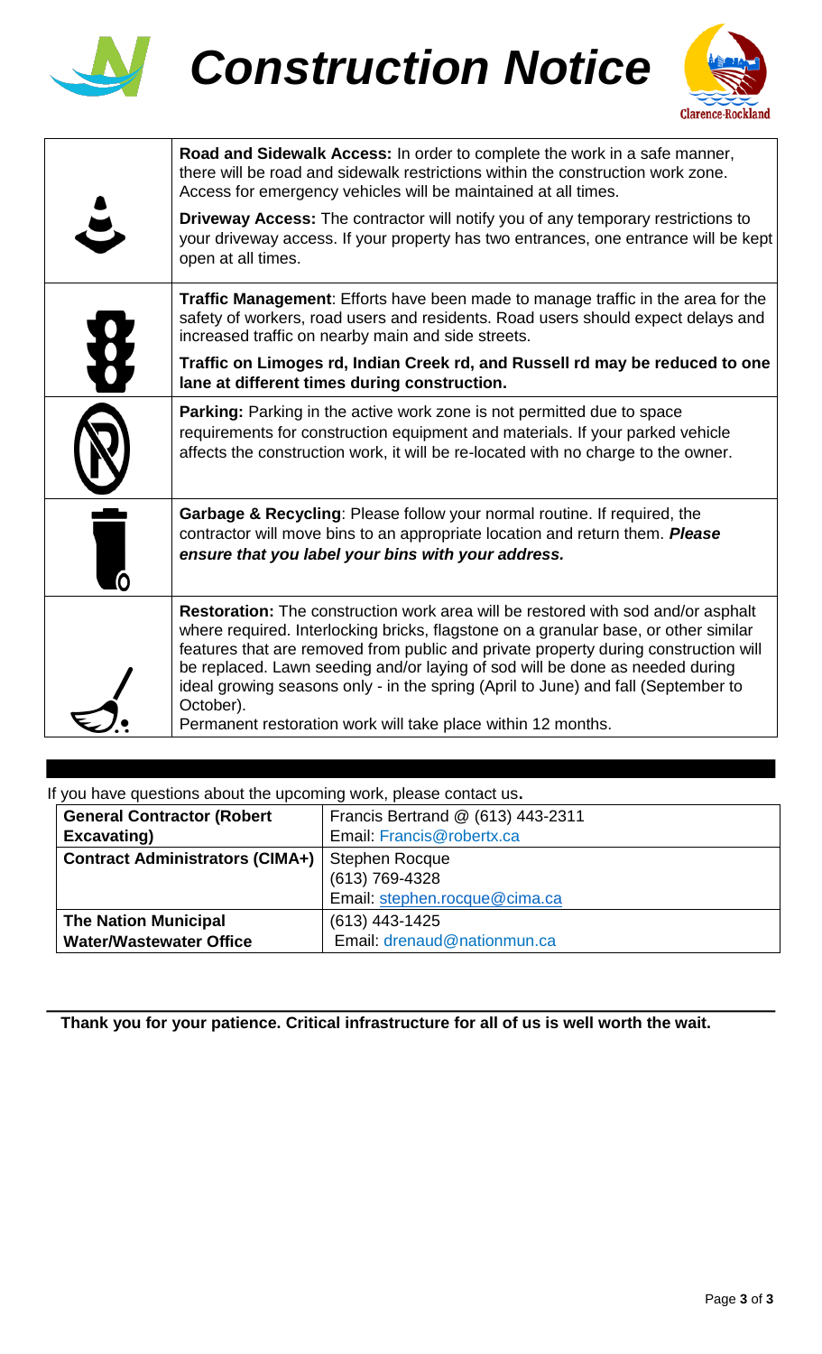# Construction Notice

| | |
|---|---|
| | **Road and Sidewalk Access:** In order to complete the work in a safe manner, there will be road and sidewalk restrictions within the construction work zone. Access for emergency vehicles will be maintained at all times.<br><br>**Driveway Access:** The contractor will notify you of any temporary restrictions to your driveway access. If your property has two entrances, one entrance will be kept open at all times. |
| | **Traffic Management**: Efforts have been made to manage traffic in the area for the safety of workers, road users and residents. Road users should expect delays and increased traffic on nearby main and side streets.<br><br>**Traffic on Limoges rd, Indian Creek rd, and Russell rd may be reduced to one lane at different times during construction.** |
| | **Parking:** Parking in the active work zone is not permitted due to space requirements for construction equipment and materials. If your parked vehicle affects the construction work, it will be re-located with no charge to the owner. |
| | **Garbage & Recycling**: Please follow your normal routine. If required, the contractor will move bins to an appropriate location and return them. ***Please ensure that you label your bins with your address.*** |
| | **Restoration:** The construction work area will be restored with sod and/or asphalt where required. Interlocking bricks, flagstone on a granular base, or other similar features that are removed from public and private property during construction will be replaced. Lawn seeding and/or laying of sod will be done as needed during ideal growing seasons only - in the spring (April to June) and fall (September to October).<br>Permanent restoration work will take place within 12 months. |

If you have questions about the upcoming work, please contact us**.**

| | |
|---|---|
| **General Contractor (Robert Excavating)** | Francis Bertrand @ (613) 443-2311<br>Email: Francis@robertx.ca |
| **Contract Administrators (CIMA+)** | Stephen Rocque<br>(613) 769-4328<br>Email: stephen.rocque@cima.ca |
| **The Nation Municipal Water/Wastewater Office** | (613) 443-1425<br>Email: drenaud@nationmun.ca |

**Thank you for your patience. Critical infrastructure for all of us is well worth the wait.**